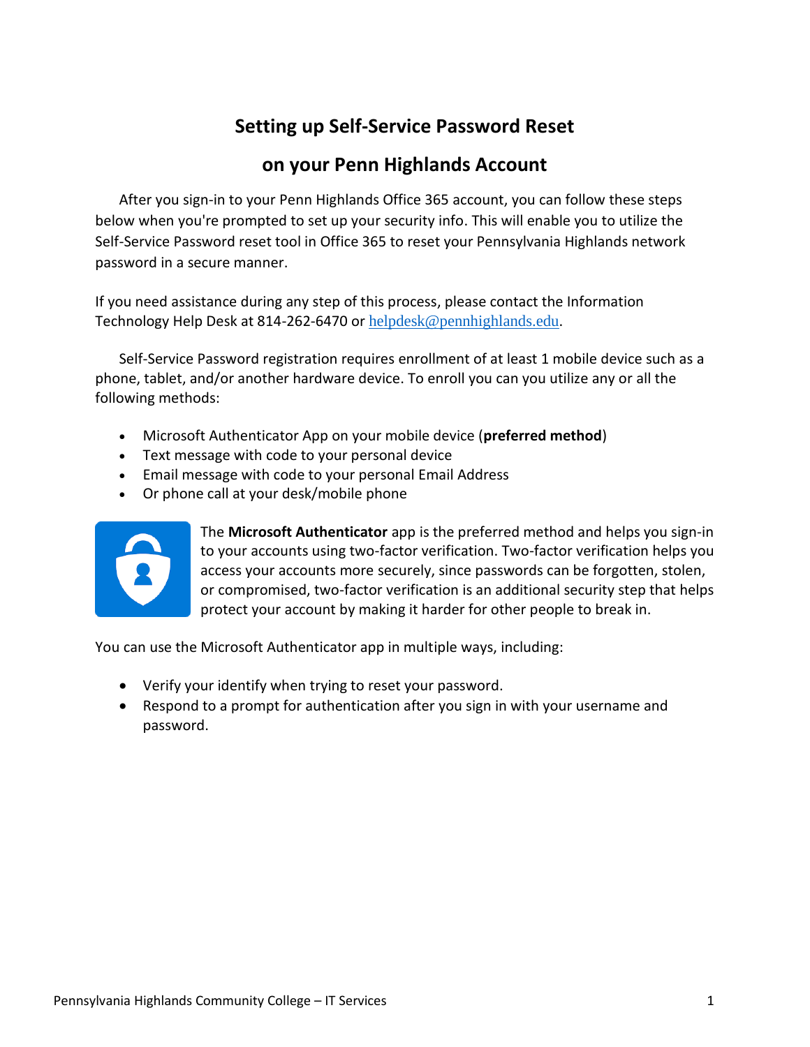# Setting up Self-Service Password Reset

# on your Penn Highlands Account

After you sign-in to your Penn Highlands Office 365 account, you can follow these steps below when you're prompted to set up your security info. This will enable you to utilize the Self-Service Password reset tool in Office 365 to reset your Pennsylvania Highlands network password in a secure manner.

If you need assistance during any step of this process, please contact the Information Technology Help Desk at 814-262-6470 or helpdesk@pennhighlands.edu.

Self-Service Password registration requires enrollment of at least 1 mobile device such as a phone, tablet, and/or another hardware device. To enroll you can you utilize any or all the following methods:

- Microsoft Authenticator App on your mobile device (**preferred method**)
- Text message with code to your personal device
- Email message with code to your personal Email Address
- Or phone call at your desk/mobile phone

The **Microsoft Authenticator** app is the preferred method and helps you sign-in to your accounts using two-factor verification. Two-factor verification helps you access your accounts more securely, since passwords can be forgotten, stolen, or compromised, two-factor verification is an additional security step that helps protect your account by making it harder for other people to break in.

You can use the Microsoft Authenticator app in multiple ways, including:

- Verify your identify when trying to reset your password.
- Respond to a prompt for authentication after you sign in with your username and password.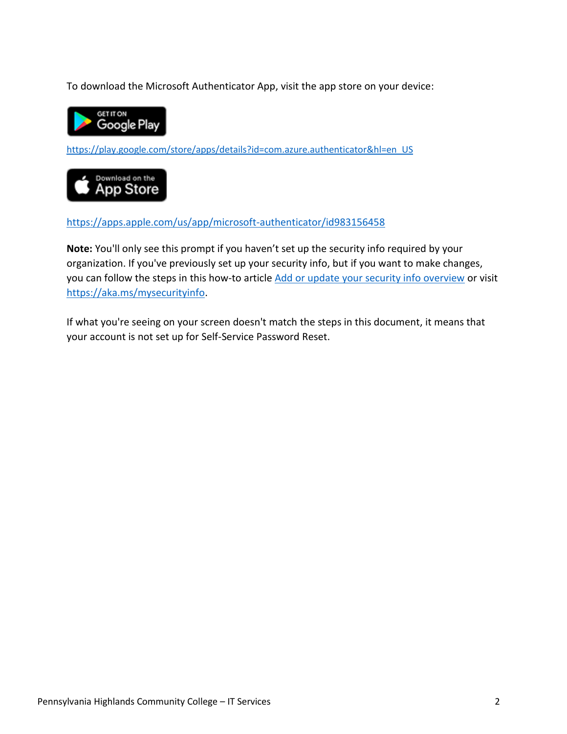To download the Microsoft Authenticator App, visit the app store on your device:

GET IT ON Google Play

https://play.google.com/store/apps/details?id=com.azure.authenticator&hl=en_US

Download on the App Store

https://apps.apple.com/us/app/microsoft-authenticator/id983156458

**Note:** You'll only see this prompt if you haven't set up the security info required by your organization. If you've previously set up your security info, but if you want to make changes, you can follow the steps in this how-to article [Add or update your security info overview](https://aka.ms/mysecurityinfo) or visit https://aka.ms/mysecurityinfo.

If what you're seeing on your screen doesn't match the steps in this document, it means that your account is not set up for Self-Service Password Reset.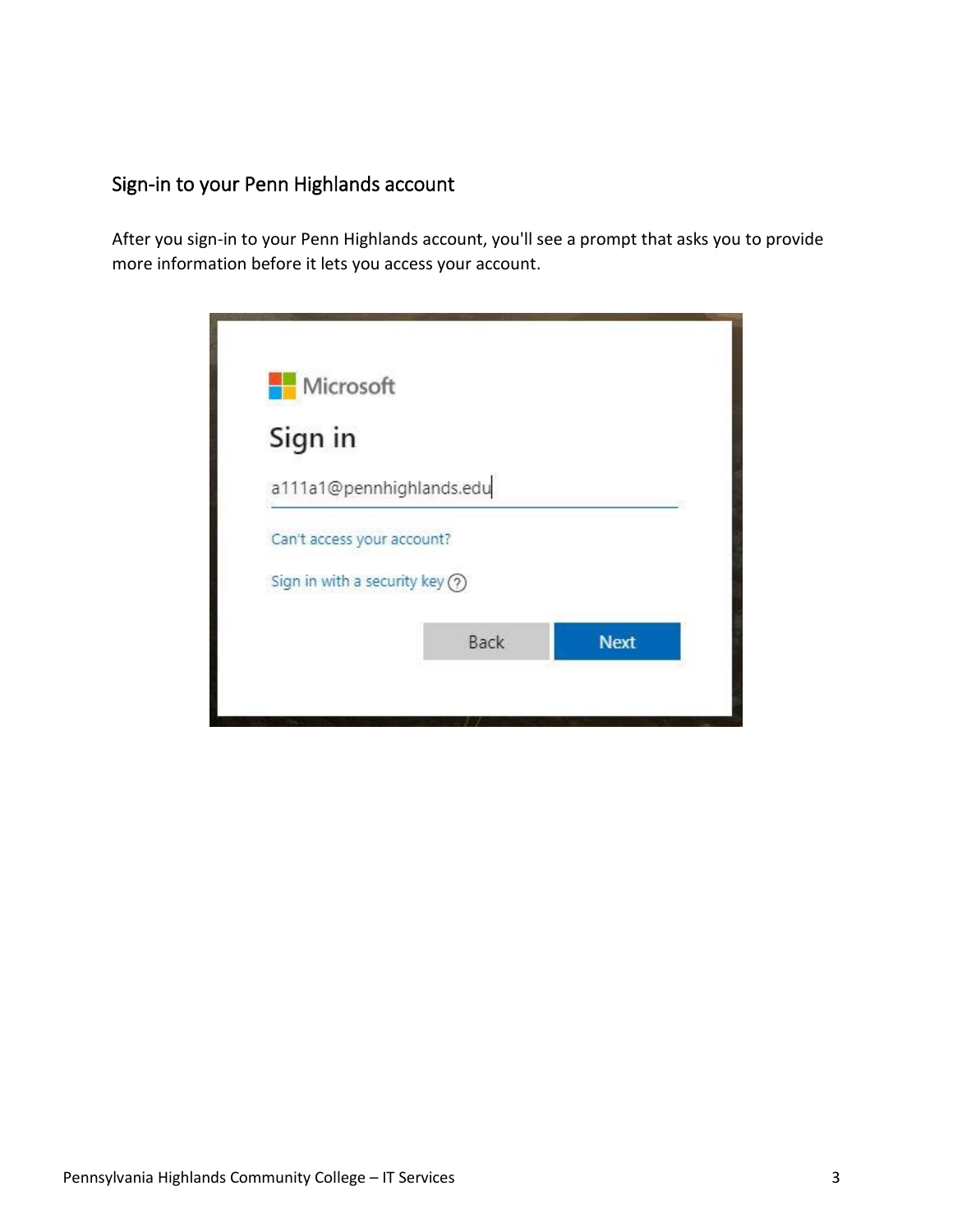## Sign-in to your Penn Highlands account

After you sign-in to your Penn Highlands account, you'll see a prompt that asks you to provide more information before it lets you access your account.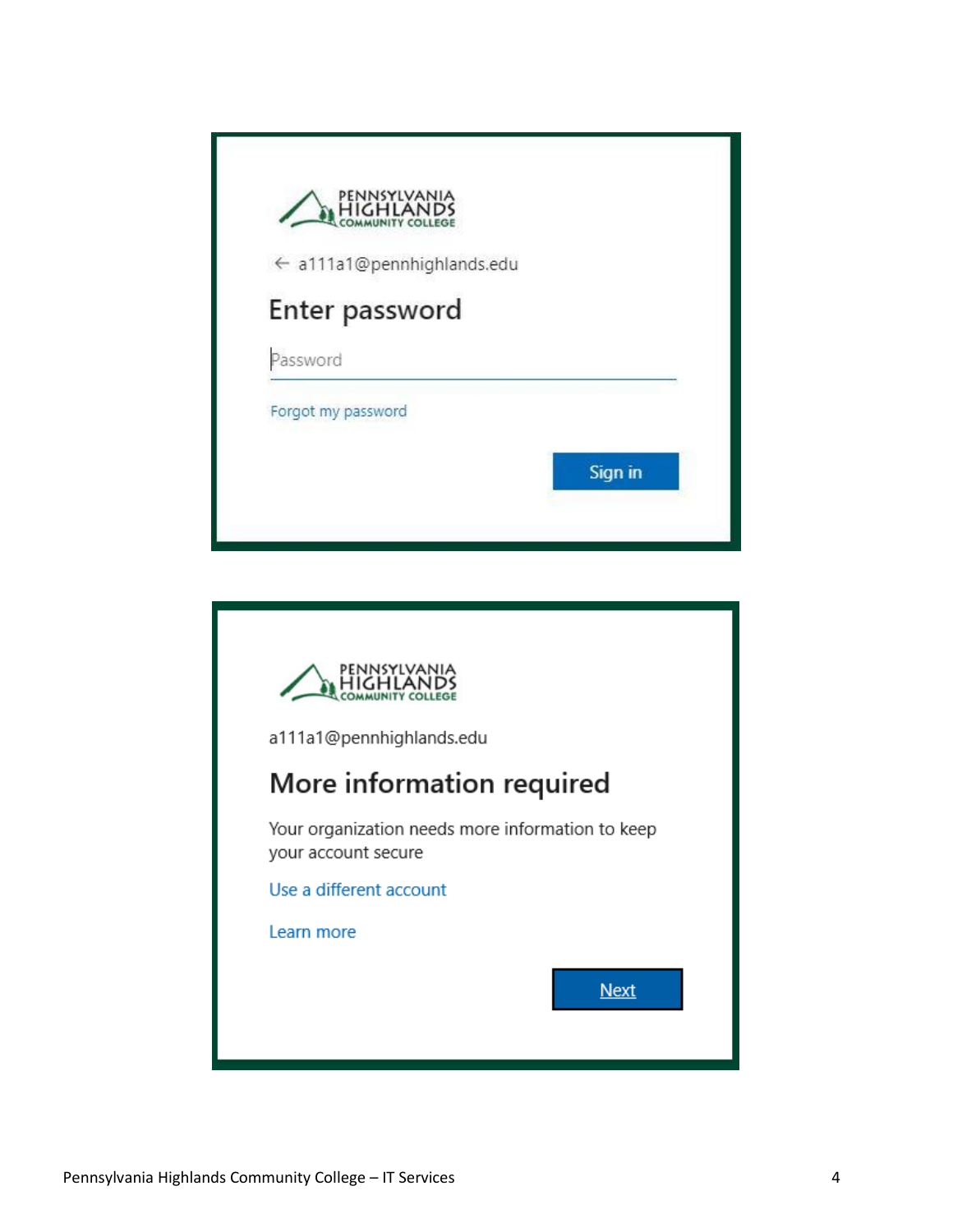PENNSYLVANIA HIGHLANDS COMMUNITY COLLEGE

← a111a1@pennhighlands.edu

## Enter password

Password

Forgot my password

Sign in

PENNSYLVANIA HIGHLANDS COMMUNITY COLLEGE

a111a1@pennhighlands.edu

## More information required

Your organization needs more information to keep your account secure

Use a different account

Learn more

Next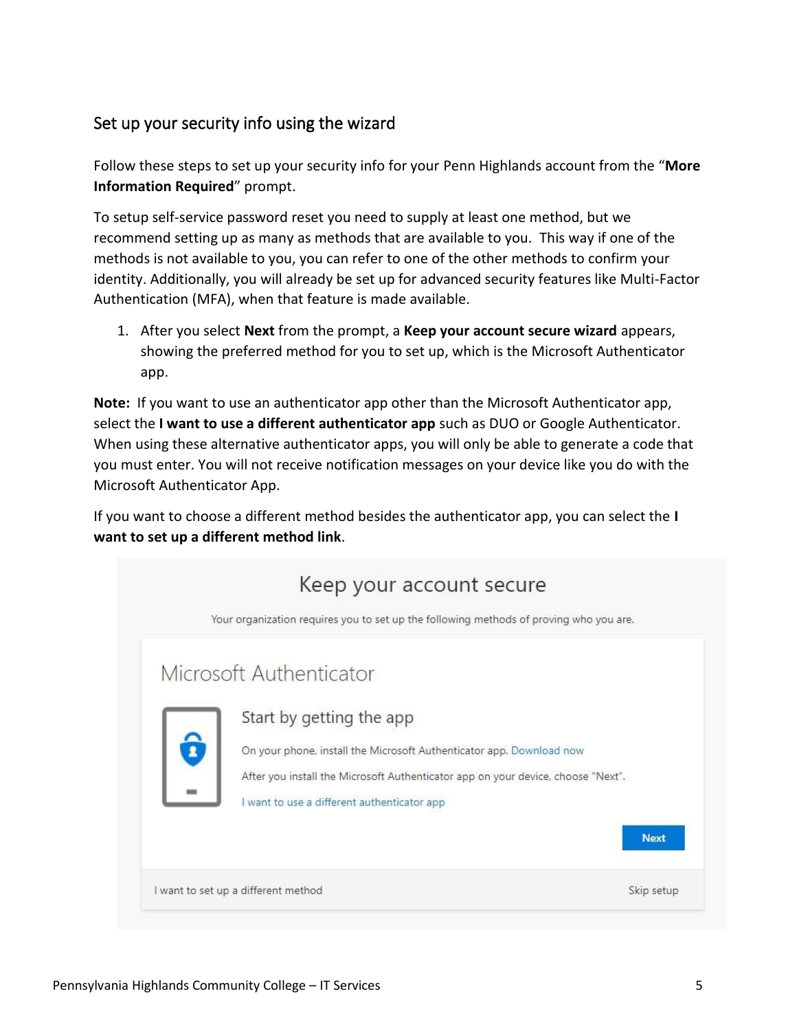## Set up your security info using the wizard

Follow these steps to set up your security info for your Penn Highlands account from the "**More Information Required**" prompt.

To setup self-service password reset you need to supply at least one method, but we recommend setting up as many as methods that are available to you. This way if one of the methods is not available to you, you can refer to one of the other methods to confirm your identity. Additionally, you will already be set up for advanced security features like Multi-Factor Authentication (MFA), when that feature is made available.

1. After you select **Next** from the prompt, a **Keep your account secure wizard** appears, showing the preferred method for you to set up, which is the Microsoft Authenticator app.

**Note:** If you want to use an authenticator app other than the Microsoft Authenticator app, select the **I want to use a different authenticator app** such as DUO or Google Authenticator. When using these alternative authenticator apps, you will only be able to generate a code that you must enter. You will not receive notification messages on your device like you do with the Microsoft Authenticator App.

If you want to choose a different method besides the authenticator app, you can select the **I want to set up a different method link**.

Keep your account secure

Your organization requires you to set up the following methods of proving who you are.

Microsoft Authenticator

Start by getting the app

On your phone, install the Microsoft Authenticator app. Download now

After you install the Microsoft Authenticator app on your device, choose "Next".

I want to use a different authenticator app

Next

I want to set up a different method

Skip setup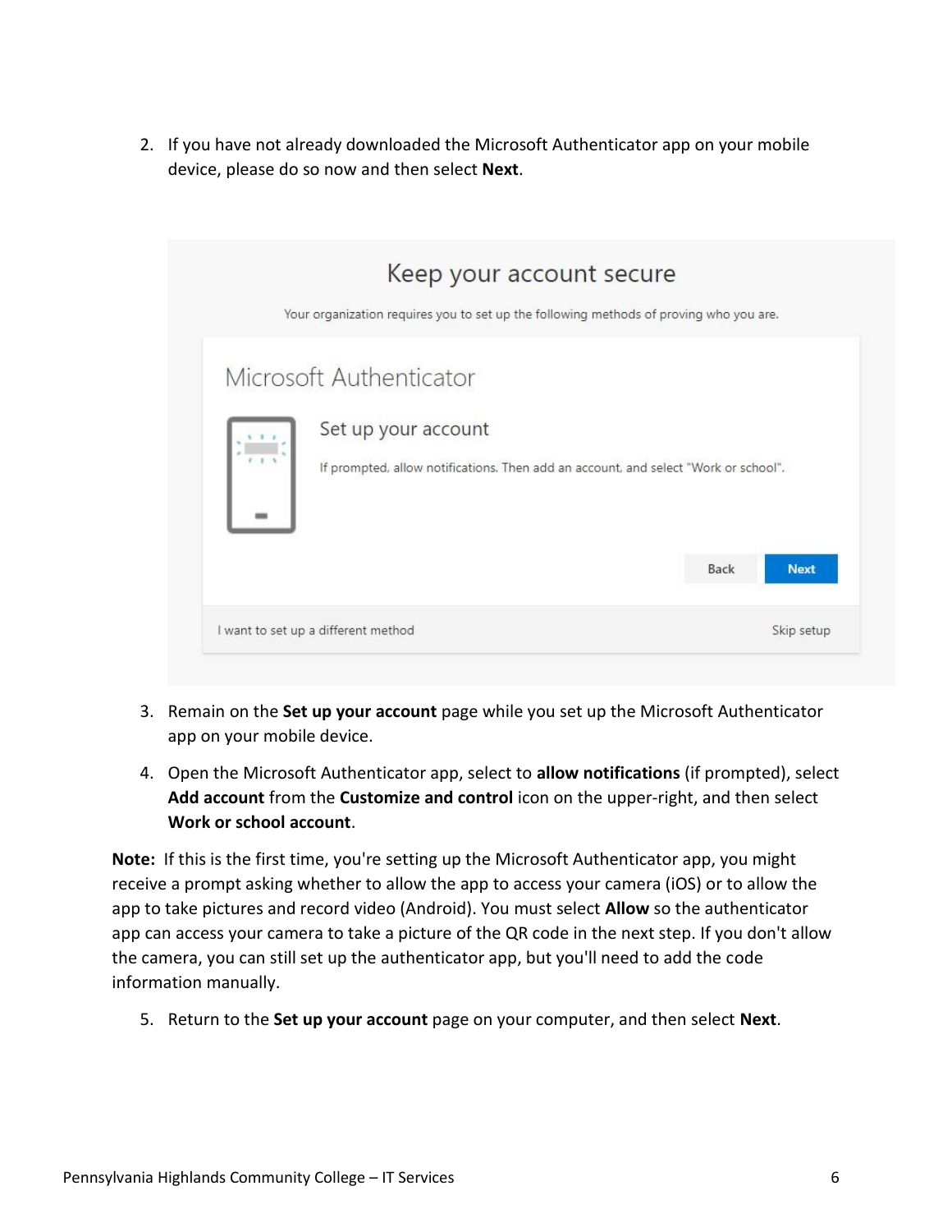2. If you have not already downloaded the Microsoft Authenticator app on your mobile device, please do so now and then select **Next**.

3. Remain on the **Set up your account** page while you set up the Microsoft Authenticator app on your mobile device.

4. Open the Microsoft Authenticator app, select to **allow notifications** (if prompted), select **Add account** from the **Customize and control** icon on the upper-right, and then select **Work or school account**.

**Note:** If this is the first time, you're setting up the Microsoft Authenticator app, you might receive a prompt asking whether to allow the app to access your camera (iOS) or to allow the app to take pictures and record video (Android). You must select **Allow** so the authenticator app can access your camera to take a picture of the QR code in the next step. If you don't allow the camera, you can still set up the authenticator app, but you'll need to add the code information manually.

5. Return to the **Set up your account** page on your computer, and then select **Next**.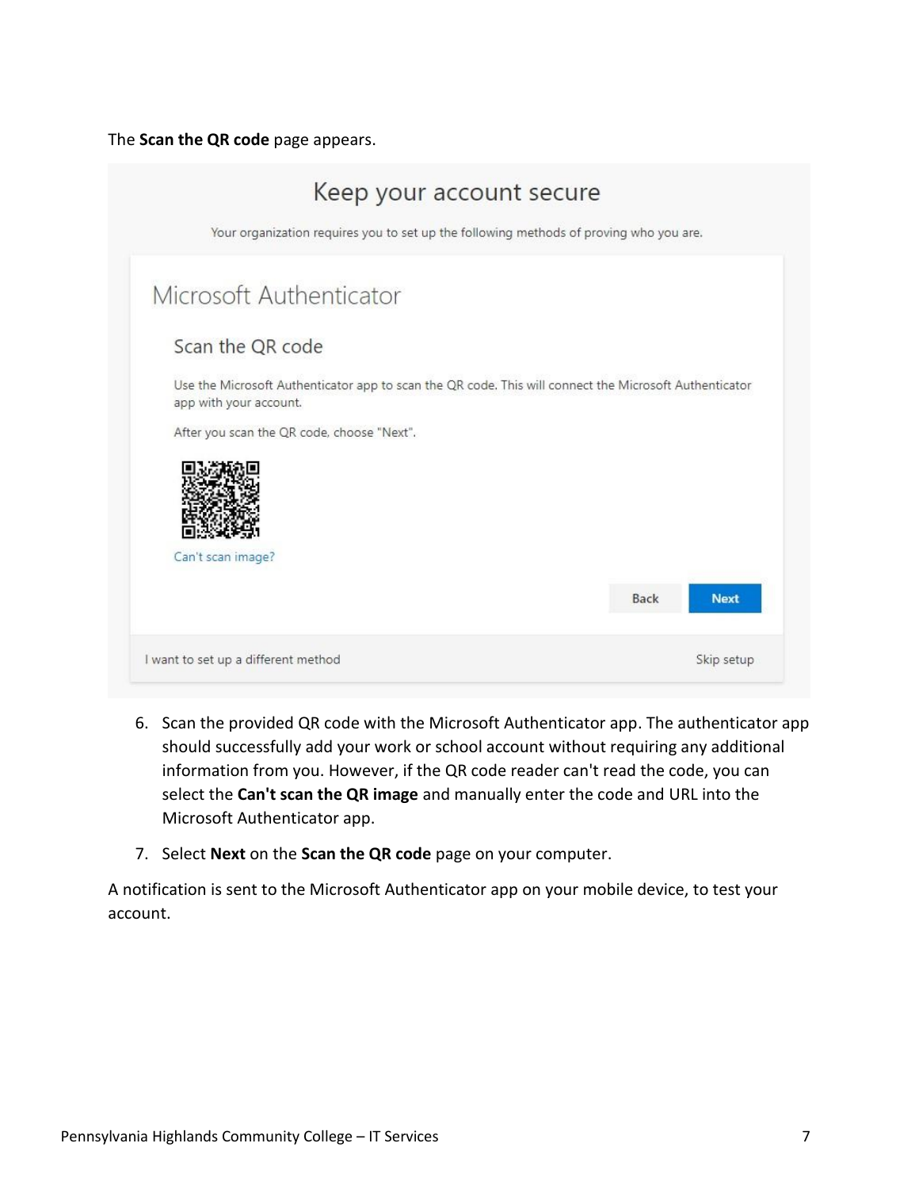The **Scan the QR code** page appears.

6. Scan the provided QR code with the Microsoft Authenticator app. The authenticator app should successfully add your work or school account without requiring any additional information from you. However, if the QR code reader can't read the code, you can select the **Can't scan the QR image** and manually enter the code and URL into the Microsoft Authenticator app.
7. Select **Next** on the **Scan the QR code** page on your computer.

A notification is sent to the Microsoft Authenticator app on your mobile device, to test your account.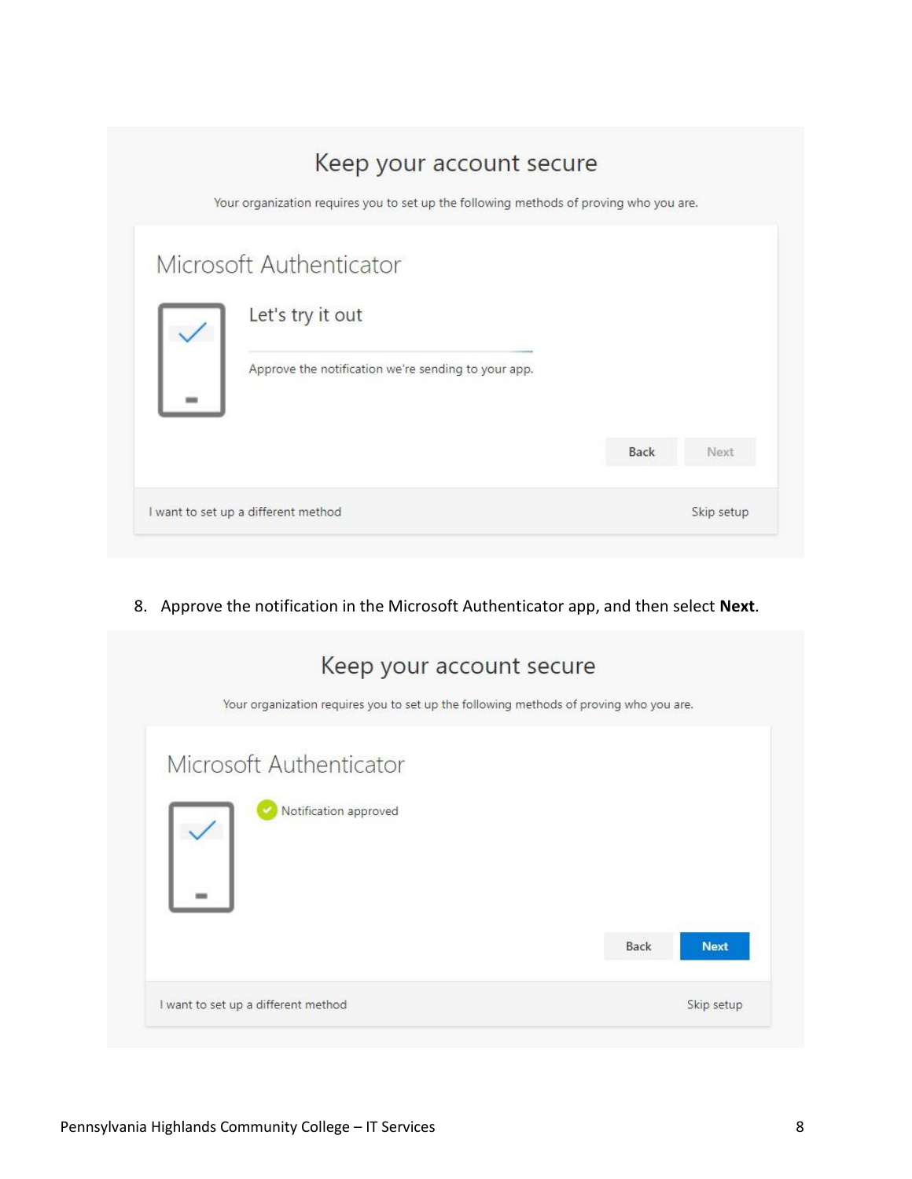Keep your account secure

Your organization requires you to set up the following methods of proving who you are.

Microsoft Authenticator

Let's try it out

Approve the notification we're sending to your app.

Back Next

I want to set up a different method Skip setup

8. Approve the notification in the Microsoft Authenticator app, and then select **Next**.

Keep your account secure

Your organization requires you to set up the following methods of proving who you are.

Microsoft Authenticator

Notification approved

Back Next

I want to set up a different method Skip setup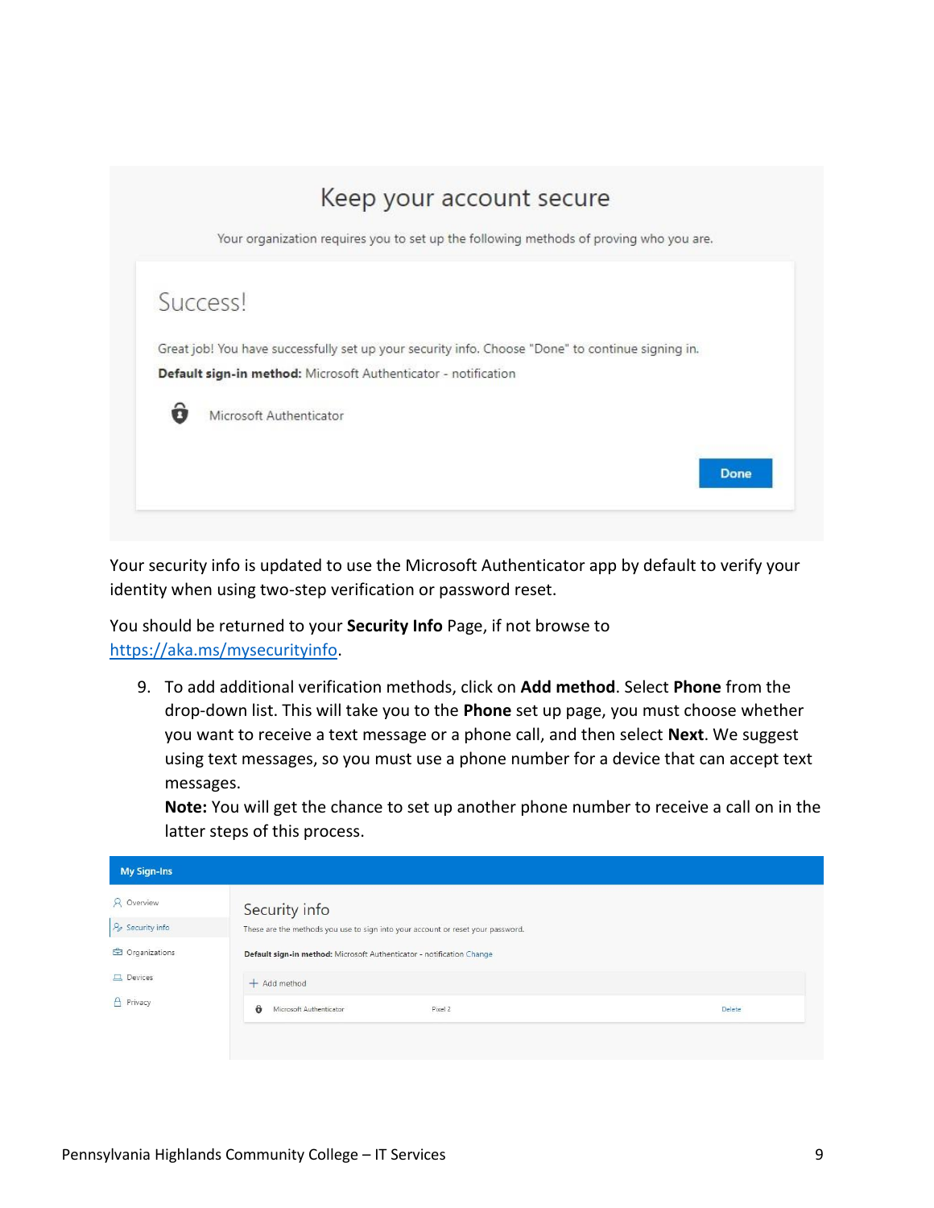Your security info is updated to use the Microsoft Authenticator app by default to verify your identity when using two-step verification or password reset.

You should be returned to your **Security Info** Page, if not browse to https://aka.ms/mysecurityinfo.

9. To add additional verification methods, click on **Add method**. Select **Phone** from the drop-down list. This will take you to the **Phone** set up page, you must choose whether you want to receive a text message or a phone call, and then select **Next**. We suggest using text messages, so you must use a phone number for a device that can accept text messages.
   **Note:** You will get the chance to set up another phone number to receive a call on in the latter steps of this process.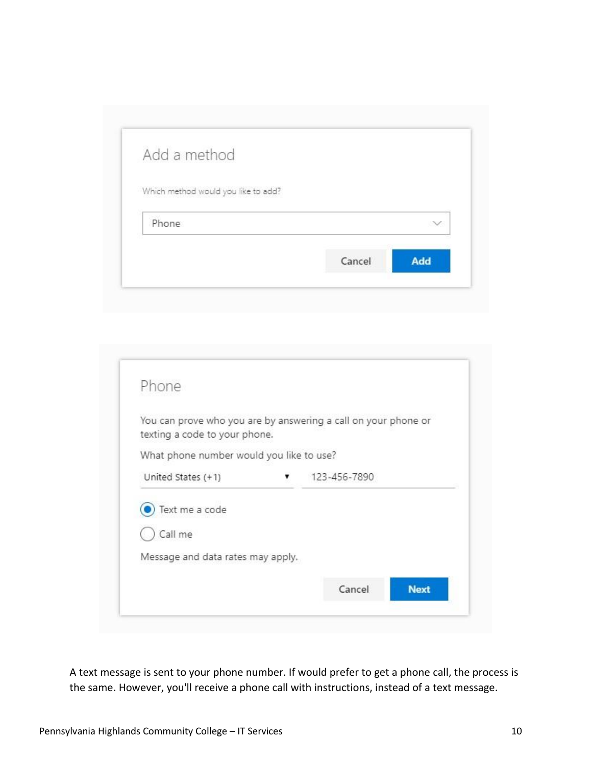Add a method

Which method would you like to add?

Phone

Cancel | Add

Phone

You can prove who you are by answering a call on your phone or texting a code to your phone.

What phone number would you like to use?

United States (+1) ▾ 123-456-7890

- Text me a code
- Call me

Message and data rates may apply.

Cancel | Next

A text message is sent to your phone number. If would prefer to get a phone call, the process is the same. However, you'll receive a phone call with instructions, instead of a text message.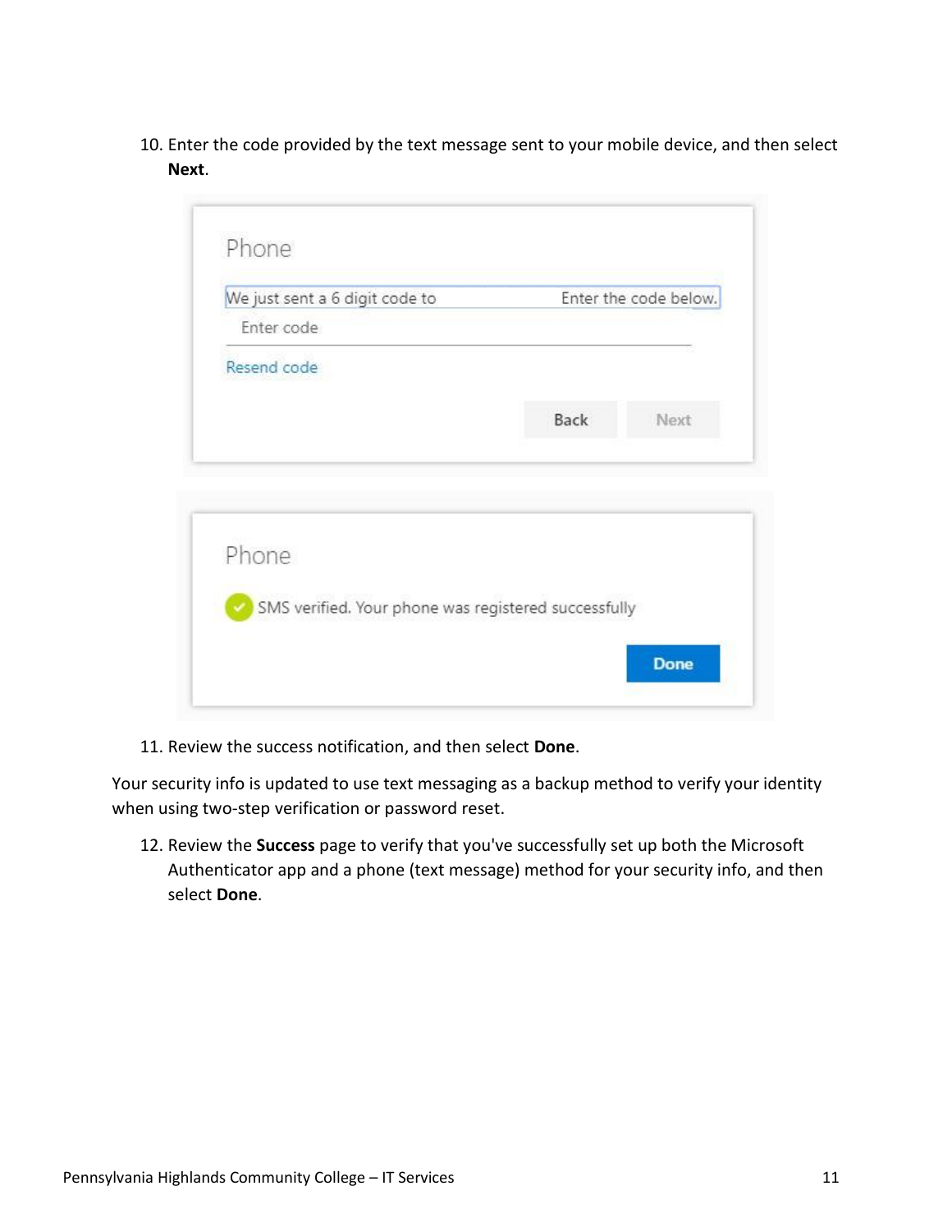10. Enter the code provided by the text message sent to your mobile device, and then select **Next**.

11. Review the success notification, and then select **Done**.

Your security info is updated to use text messaging as a backup method to verify your identity when using two-step verification or password reset.

12. Review the **Success** page to verify that you've successfully set up both the Microsoft Authenticator app and a phone (text message) method for your security info, and then select **Done**.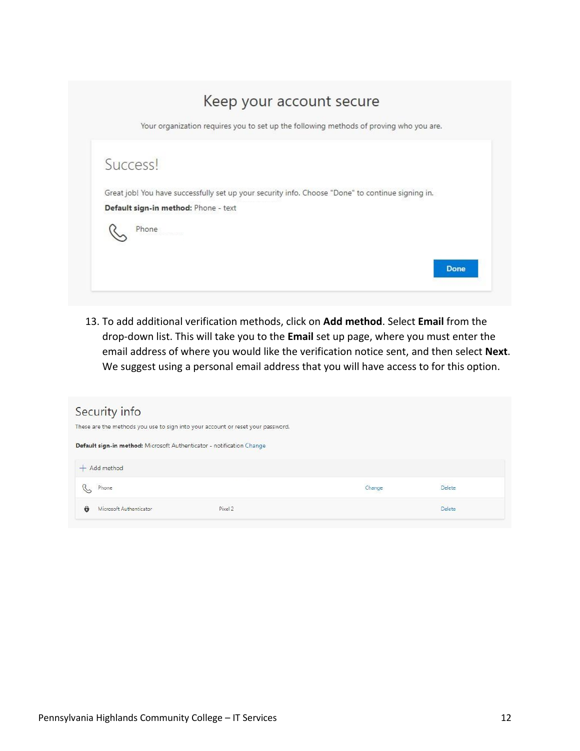Keep your account secure

Your organization requires you to set up the following methods of proving who you are.

Success!

Great job! You have successfully set up your security info. Choose "Done" to continue signing in.

**Default sign-in method:** Phone - text

Phone

Done

13. To add additional verification methods, click on **Add method**. Select **Email** from the drop-down list. This will take you to the **Email** set up page, where you must enter the email address of where you would like the verification notice sent, and then select **Next**. We suggest using a personal email address that you will have access to for this option.

Security info

These are the methods you use to sign into your account or reset your password.

**Default sign-in method:** Microsoft Authenticator - notification Change

+ Add method

| | | | |
|---|---|---|---|
| Phone | | Change | Delete |
| Microsoft Authenticator | Pixel 2 | | Delete |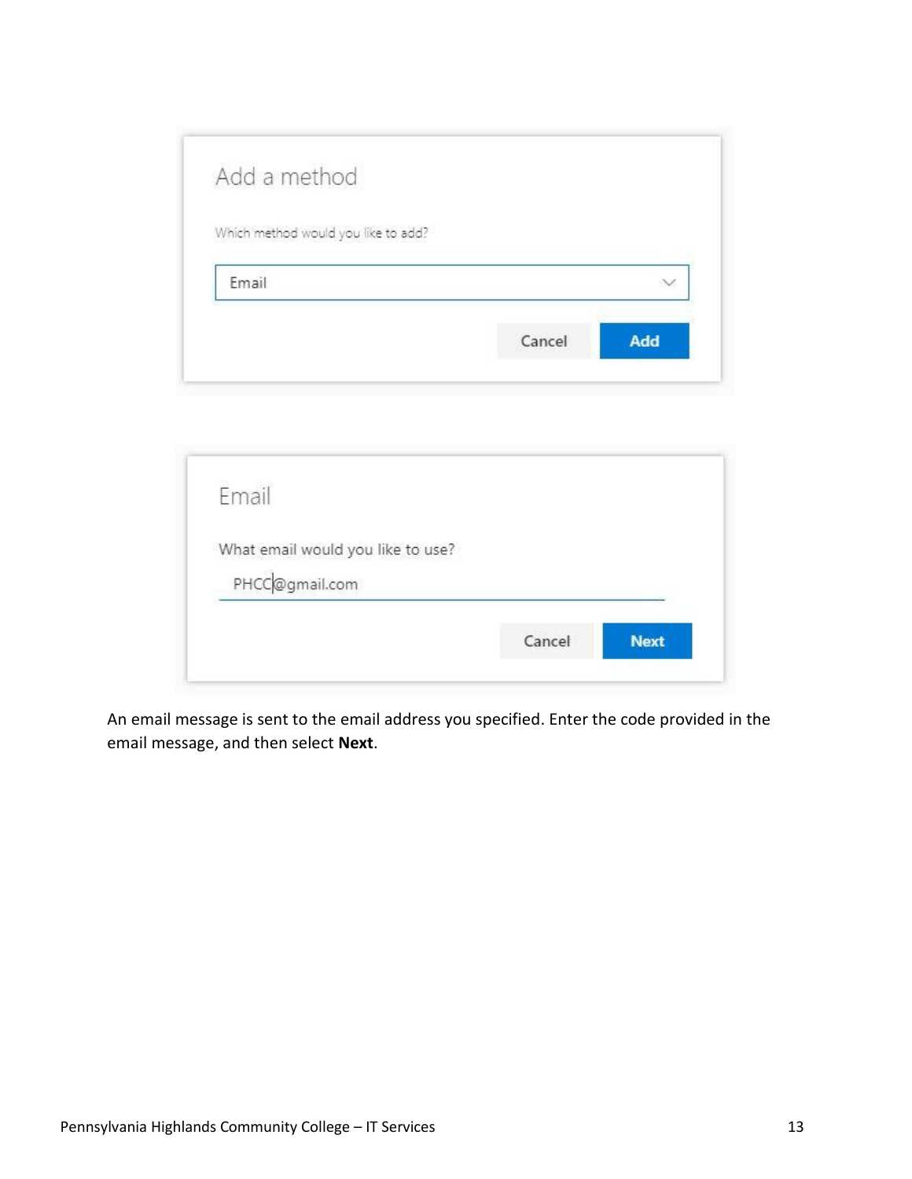Add a method

Which method would you like to add?

Email

Cancel | Add

Email

What email would you like to use?

PHCC@gmail.com

Cancel | Next

An email message is sent to the email address you specified. Enter the code provided in the email message, and then select **Next**.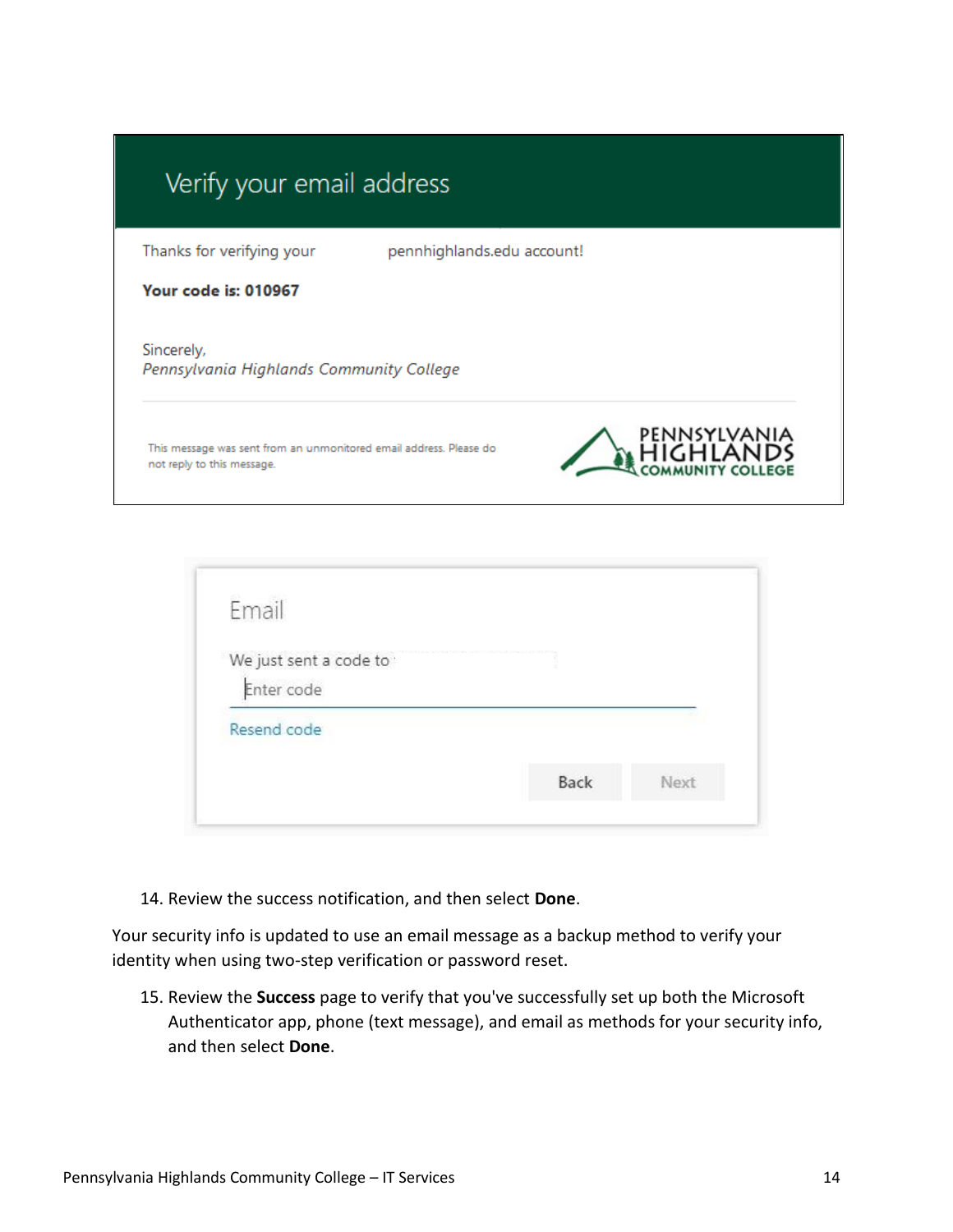Verify your email address

Thanks for verifying your pennhighlands.edu account!

**Your code is: 010967**

Sincerely,
*Pennsylvania Highlands Community College*

This message was sent from an unmonitored email address. Please do not reply to this message.

PENNSYLVANIA HIGHLANDS COMMUNITY COLLEGE

Email

We just sent a code to

Enter code

Resend code

Back Next

14. Review the success notification, and then select **Done**.

Your security info is updated to use an email message as a backup method to verify your identity when using two-step verification or password reset.

15. Review the **Success** page to verify that you've successfully set up both the Microsoft Authenticator app, phone (text message), and email as methods for your security info, and then select **Done**.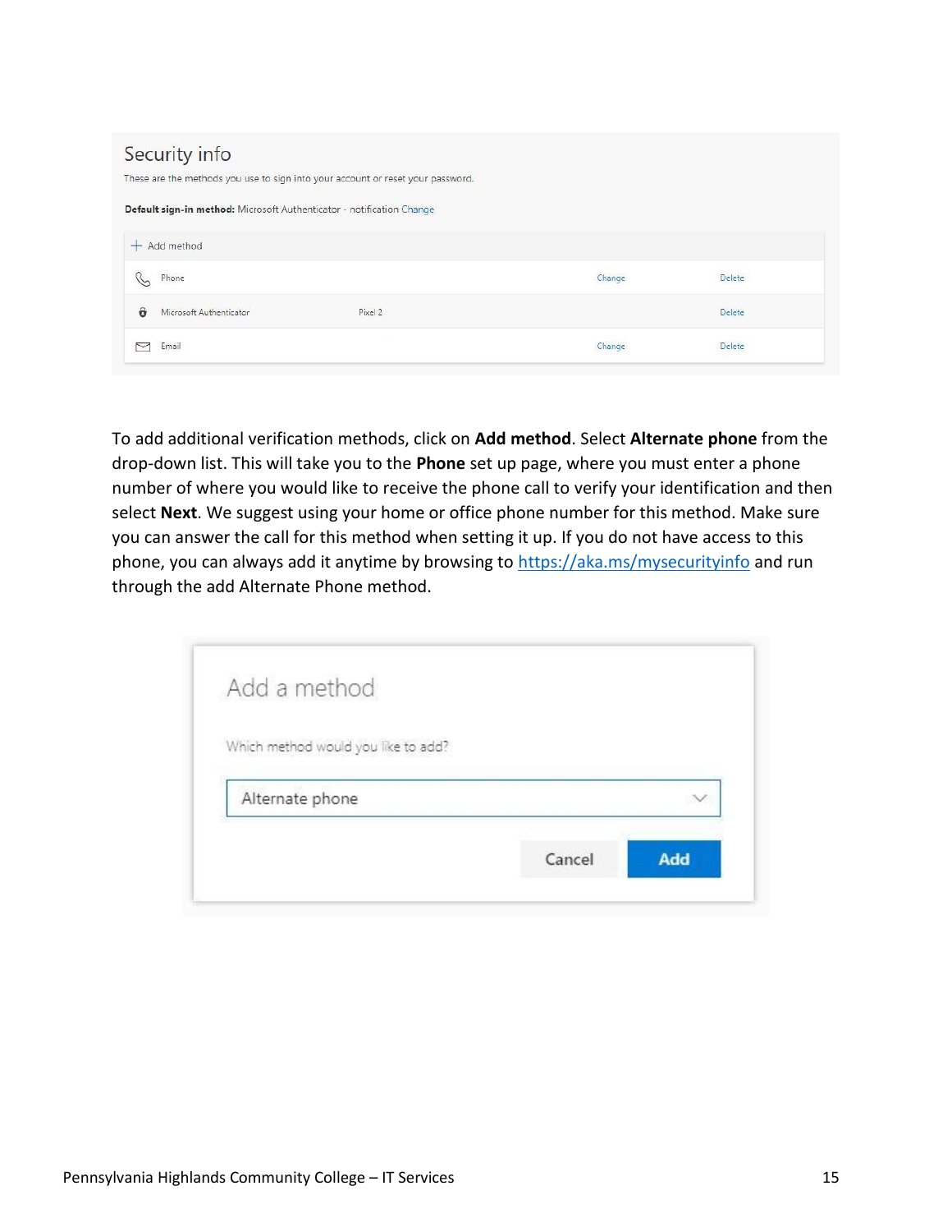To add additional verification methods, click on **Add method**. Select **Alternate phone** from the drop-down list. This will take you to the **Phone** set up page, where you must enter a phone number of where you would like to receive the phone call to verify your identification and then select **Next**. We suggest using your home or office phone number for this method. Make sure you can answer the call for this method when setting it up. If you do not have access to this phone, you can always add it anytime by browsing to [https://aka.ms/mysecurityinfo](https://aka.ms/mysecurityinfo) and run through the add Alternate Phone method.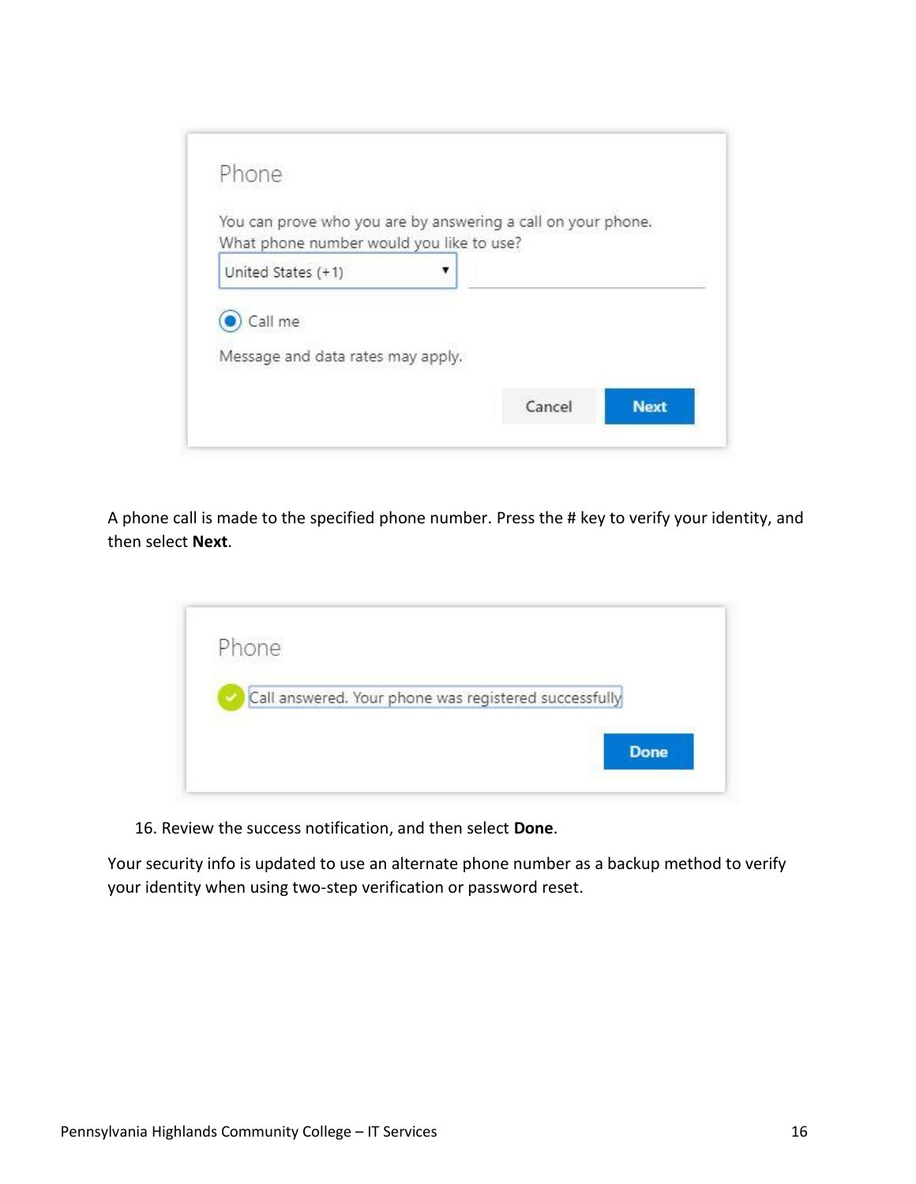Phone

You can prove who you are by answering a call on your phone.
What phone number would you like to use?

United States (+1)

Call me

Message and data rates may apply.

Cancel Next

A phone call is made to the specified phone number. Press the # key to verify your identity, and then select **Next**.

Phone

Call answered. Your phone was registered successfully

Done

16. Review the success notification, and then select **Done**.

Your security info is updated to use an alternate phone number as a backup method to verify your identity when using two-step verification or password reset.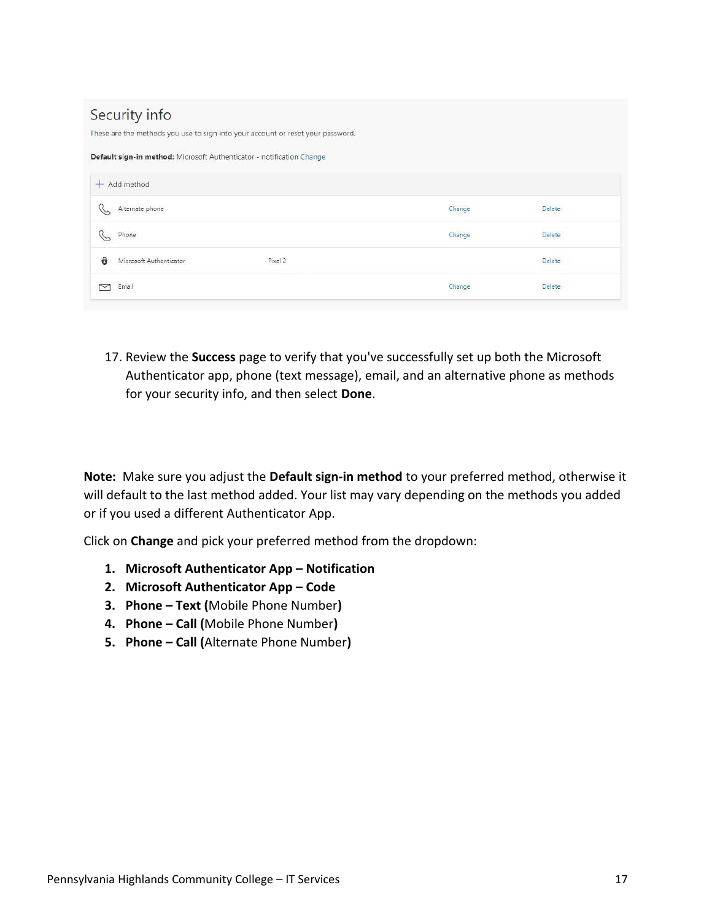Security info

These are the methods you use to sign into your account or reset your password.

**Default sign-in method:** Microsoft Authenticator - notification Change

+ Add method

| | | | |
|---|---|---|---|
| Alternate phone | | Change | Delete |
| Phone | | Change | Delete |
| Microsoft Authenticator | Pixel 2 | | Delete |
| Email | | Change | Delete |

17. Review the **Success** page to verify that you've successfully set up both the Microsoft Authenticator app, phone (text message), email, and an alternative phone as methods for your security info, and then select **Done**.

**Note:** Make sure you adjust the **Default sign-in method** to your preferred method, otherwise it will default to the last method added. Your list may vary depending on the methods you added or if you used a different Authenticator App.

Click on **Change** and pick your preferred method from the dropdown:

1. **Microsoft Authenticator App – Notification**
2. **Microsoft Authenticator App – Code**
3. **Phone – Text (**Mobile Phone Number**)**
4. **Phone – Call (**Mobile Phone Number**)**
5. **Phone – Call (**Alternate Phone Number**)**